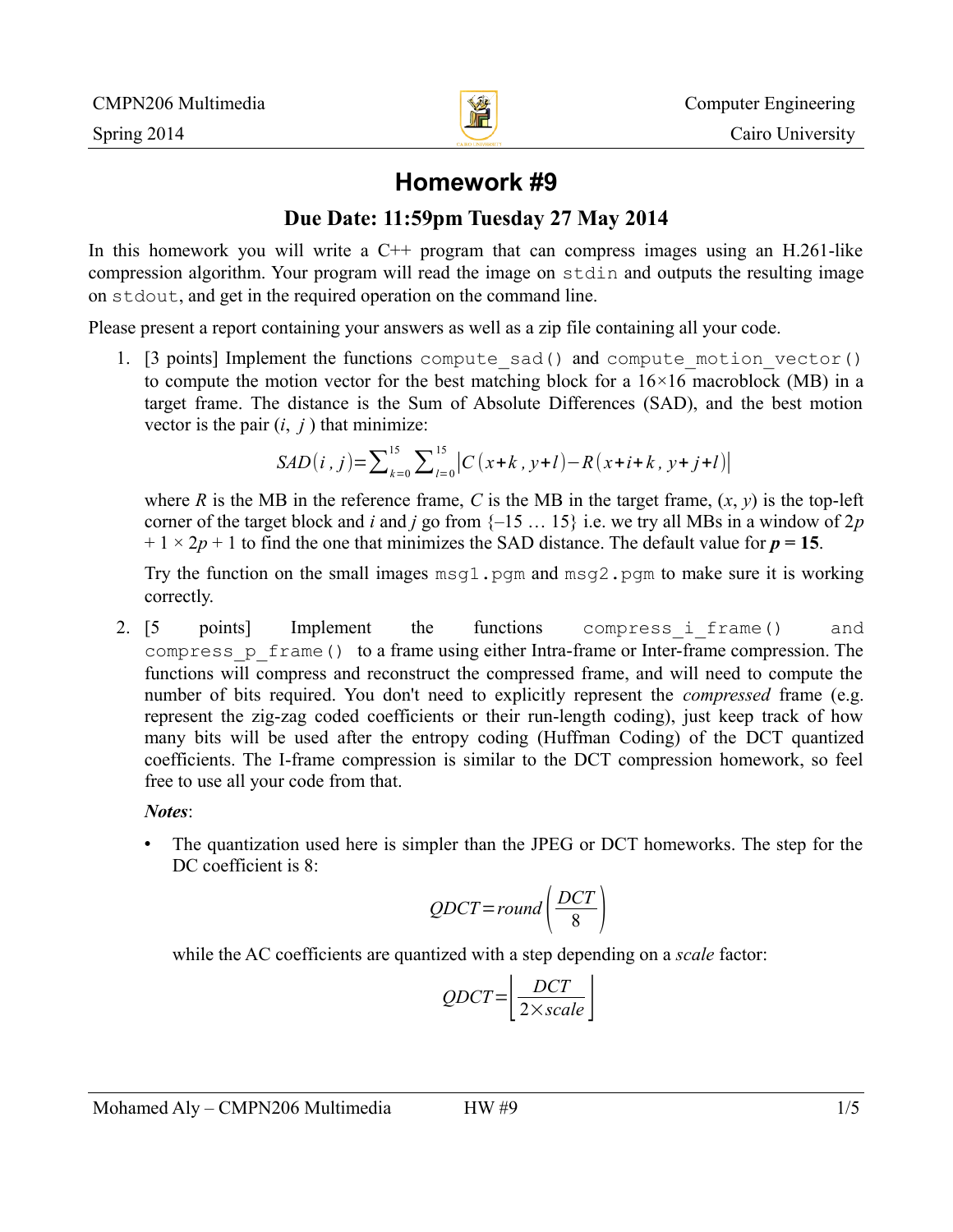CMPN206 Multimedia — Computer Engineering

Spring 2014 — Cairo University

# Homework #9

## Due Date: 11:59pm Tuesday 27 May 2014

In this homework you will write a C++ program that can compress images using an H.261-like compression algorithm. Your program will read the image on `stdin` and outputs the resulting image on `stdout`, and get in the required operation on the command line.

Please present a report containing your answers as well as a zip file containing all your code.

1. [3 points] Implement the functions `compute_sad()` and `compute_motion_vector()` to compute the motion vector for the best matching block for a 16×16 macroblock (MB) in a target frame. The distance is the Sum of Absolute Differences (SAD), and the best motion vector is the pair ($i$, $j$) that minimize:

$$SAD(i, j) = \sum_{k=0}^{15} \sum_{l=0}^{15} \left| C(x+k, y+l) - R(x+i+k, y+j+l) \right|$$

   where $R$ is the MB in the reference frame, $C$ is the MB in the target frame, ($x$, $y$) is the top-left corner of the target block and $i$ and $j$ go from {–15 … 15} i.e. we try all MBs in a window of $2p + 1 \times 2p + 1$ to find the one that minimizes the SAD distance. The default value for $\boldsymbol{p} = \mathbf{15}$.

   Try the function on the small images `msg1.pgm` and `msg2.pgm` to make sure it is working correctly.

2. [5 points] Implement the functions `compress_i_frame()` and `compress_p_frame()` to a frame using either Intra-frame or Inter-frame compression. The functions will compress and reconstruct the compressed frame, and will need to compute the number of bits required. You don't need to explicitly represent the *compressed* frame (e.g. represent the zig-zag coded coefficients or their run-length coding), just keep track of how many bits will be used after the entropy coding (Huffman Coding) of the DCT quantized coefficients. The I-frame compression is similar to the DCT compression homework, so feel free to use all your code from that.

   ***Notes***:

   - The quantization used here is simpler than the JPEG or DCT homeworks. The step for the DC coefficient is 8:

$$QDCT = round\left(\frac{DCT}{8}\right)$$

     while the AC coefficients are quantized with a step depending on a *scale* factor:

$$QDCT = \left\lfloor \frac{DCT}{2 \times scale} \right\rfloor$$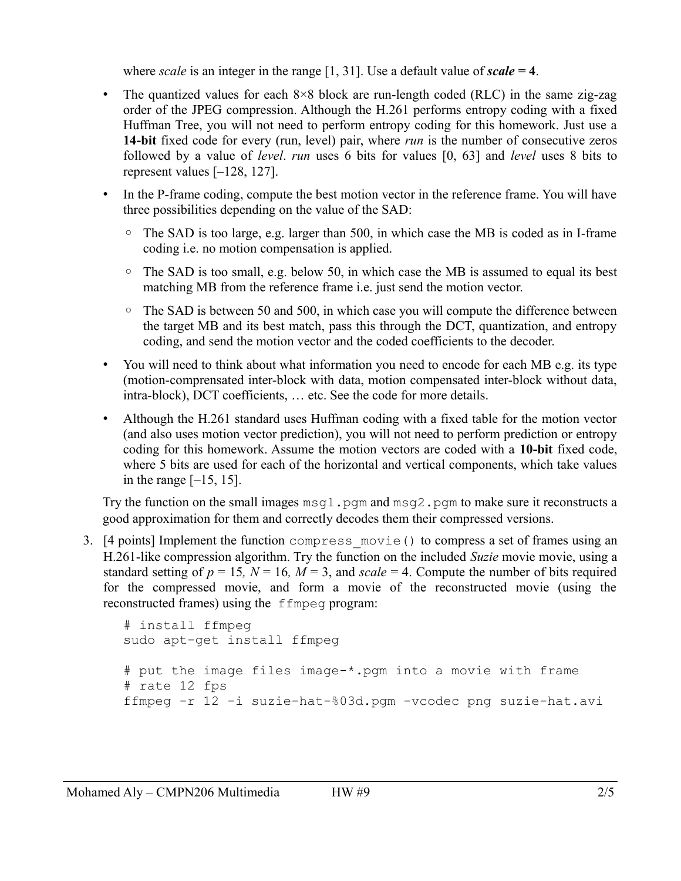where *scale* is an integer in the range [1, 31]. Use a default value of ***scale* = 4**.

- The quantized values for each 8×8 block are run-length coded (RLC) in the same zig-zag order of the JPEG compression. Although the H.261 performs entropy coding with a fixed Huffman Tree, you will not need to perform entropy coding for this homework. Just use a **14-bit** fixed code for every (run, level) pair, where *run* is the number of consecutive zeros followed by a value of *level*. *run* uses 6 bits for values [0, 63] and *level* uses 8 bits to represent values [–128, 127].

- In the P-frame coding, compute the best motion vector in the reference frame. You will have three possibilities depending on the value of the SAD:

  - The SAD is too large, e.g. larger than 500, in which case the MB is coded as in I-frame coding i.e. no motion compensation is applied.

  - The SAD is too small, e.g. below 50, in which case the MB is assumed to equal its best matching MB from the reference frame i.e. just send the motion vector.

  - The SAD is between 50 and 500, in which case you will compute the difference between the target MB and its best match, pass this through the DCT, quantization, and entropy coding, and send the motion vector and the coded coefficients to the decoder.

- You will need to think about what information you need to encode for each MB e.g. its type (motion-comprensated inter-block with data, motion compensated inter-block without data, intra-block), DCT coefficients, … etc. See the code for more details.

- Although the H.261 standard uses Huffman coding with a fixed table for the motion vector (and also uses motion vector prediction), you will not need to perform prediction or entropy coding for this homework. Assume the motion vectors are coded with a **10-bit** fixed code, where 5 bits are used for each of the horizontal and vertical components, which take values in the range [–15, 15].

Try the function on the small images `msg1.pgm` and `msg2.pgm` to make sure it reconstructs a good approximation for them and correctly decodes them their compressed versions.

3. [4 points] Implement the function `compress_movie()` to compress a set of frames using an H.261-like compression algorithm. Try the function on the included *Suzie* movie movie, using a standard setting of $p = 15$, $N = 16$, $M = 3$, and $scale = 4$. Compute the number of bits required for the compressed movie, and form a movie of the reconstructed movie (using the reconstructed frames) using the `ffmpeg` program:

```
# install ffmpeg
sudo apt-get install ffmpeg

# put the image files image-*.pgm into a movie with frame
# rate 12 fps
ffmpeg -r 12 -i suzie-hat-%03d.pgm -vcodec png suzie-hat.avi
```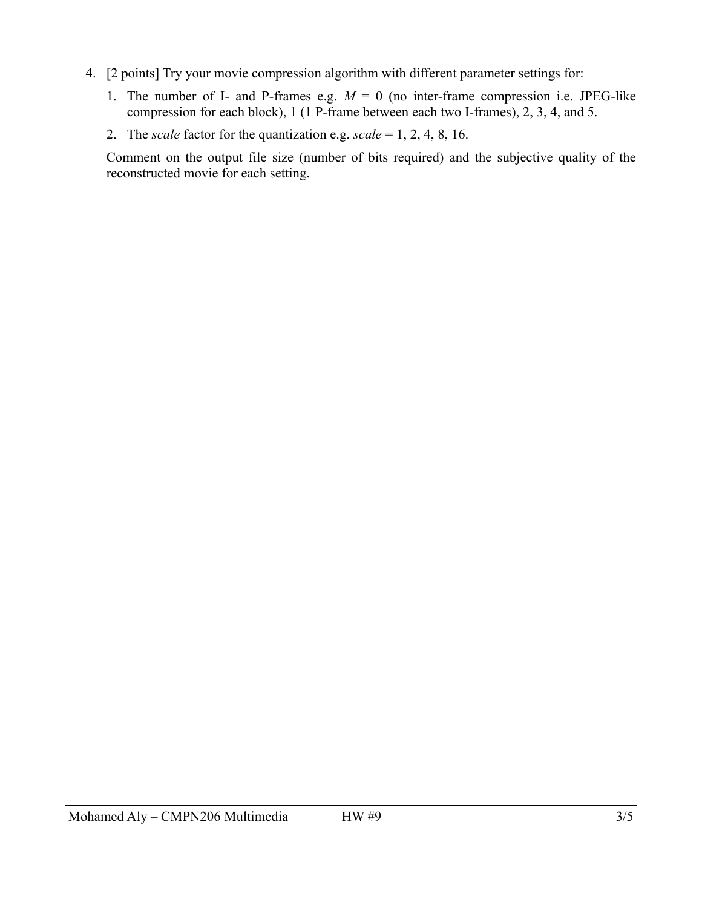4. [2 points] Try your movie compression algorithm with different parameter settings for:

   1. The number of I- and P-frames e.g. $M = 0$ (no inter-frame compression i.e. JPEG-like compression for each block), 1 (1 P-frame between each two I-frames), 2, 3, 4, and 5.
   2. The *scale* factor for the quantization e.g. *scale* = 1, 2, 4, 8, 16.

   Comment on the output file size (number of bits required) and the subjective quality of the reconstructed movie for each setting.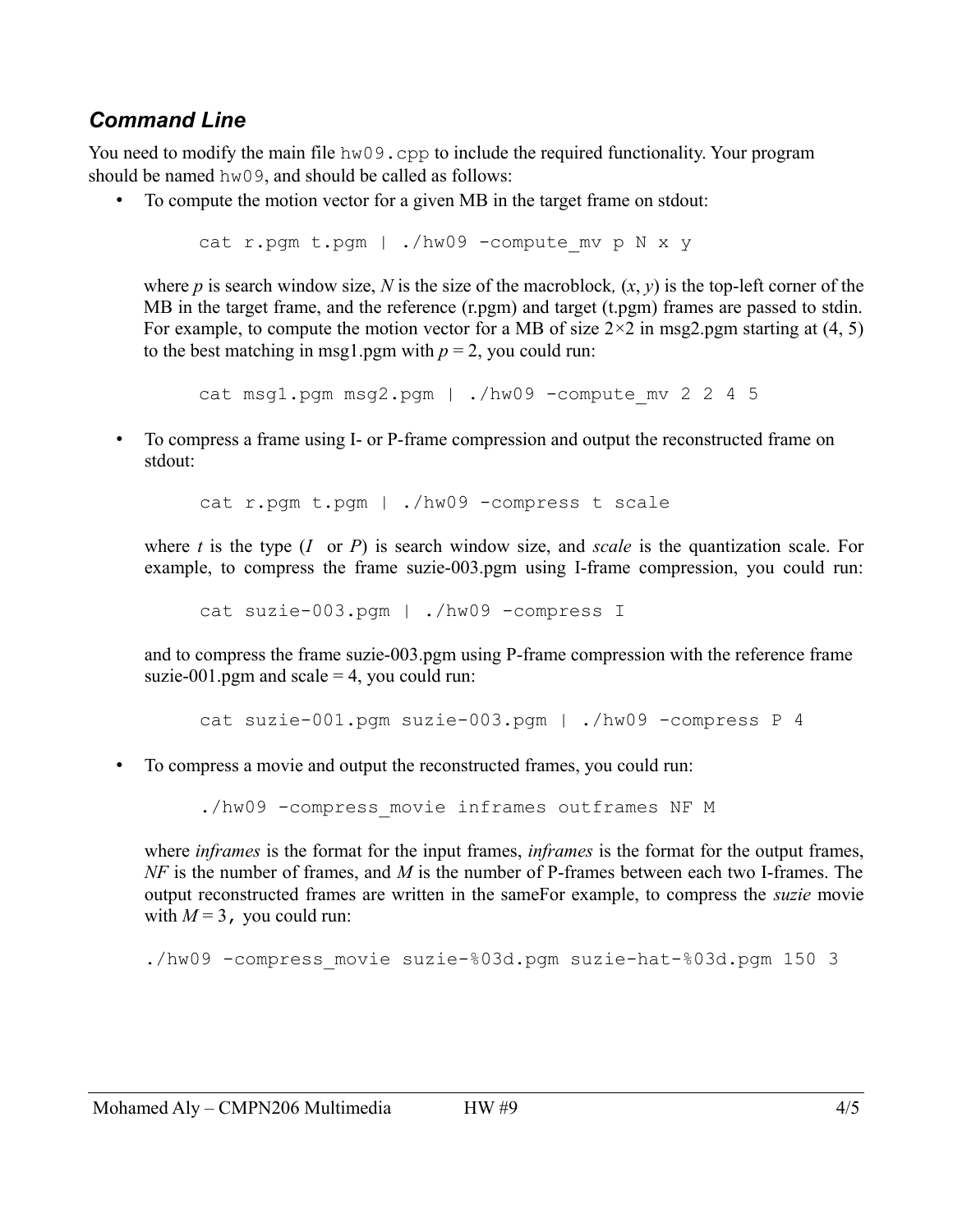### *Command Line*

You need to modify the main file `hw09.cpp` to include the required functionality. Your program should be named `hw09`, and should be called as follows:

- To compute the motion vector for a given MB in the target frame on stdout:

  ```
  cat r.pgm t.pgm | ./hw09 -compute_mv p N x y
  ```

  where *p* is search window size, *N* is the size of the macroblock*,* (*x*, *y*) is the top-left corner of the MB in the target frame, and the reference (r.pgm) and target (t.pgm) frames are passed to stdin. For example, to compute the motion vector for a MB of size 2×2 in msg2.pgm starting at (4, 5) to the best matching in msg1.pgm with *p* = 2, you could run:

  ```
  cat msg1.pgm msg2.pgm | ./hw09 -compute_mv 2 2 4 5
  ```

- To compress a frame using I- or P-frame compression and output the reconstructed frame on stdout:

  ```
  cat r.pgm t.pgm | ./hw09 -compress t scale
  ```

  where *t* is the type (*I* or *P*) is search window size, and *scale* is the quantization scale. For example, to compress the frame suzie-003.pgm using I-frame compression, you could run:

  ```
  cat suzie-003.pgm | ./hw09 -compress I
  ```

  and to compress the frame suzie-003.pgm using P-frame compression with the reference frame suzie-001.pgm and scale = 4, you could run:

  ```
  cat suzie-001.pgm suzie-003.pgm | ./hw09 -compress P 4
  ```

- To compress a movie and output the reconstructed frames, you could run:

  ```
  ./hw09 -compress_movie inframes outframes NF M
  ```

  where *inframes* is the format for the input frames, *inframes* is the format for the output frames, *NF* is the number of frames, and *M* is the number of P-frames between each two I-frames. The output reconstructed frames are written in the sameFor example, to compress the *suzie* movie with *M* = `3,` you could run:

```
./hw09 -compress_movie suzie-%03d.pgm suzie-hat-%03d.pgm 150 3
```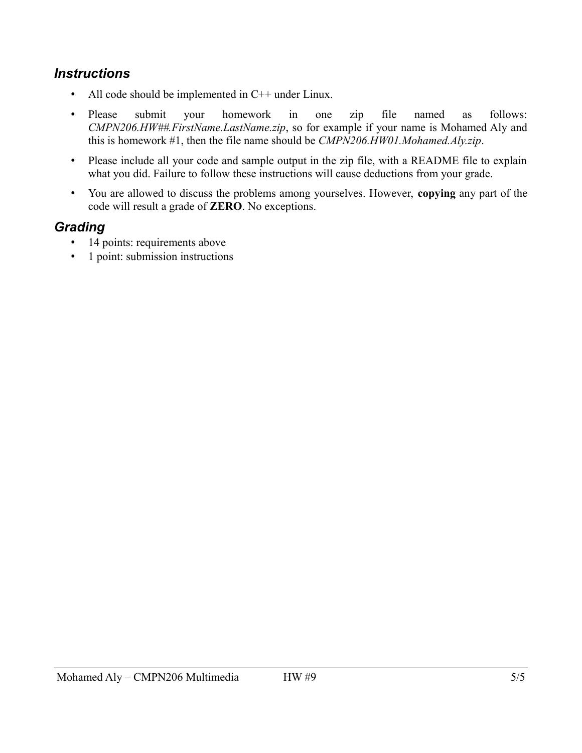## *Instructions*

- All code should be implemented in C++ under Linux.
- Please submit your homework in one zip file named as follows: *CMPN206.HW##.FirstName.LastName.zip*, so for example if your name is Mohamed Aly and this is homework #1, then the file name should be *CMPN206.HW01.Mohamed.Aly.zip*.
- Please include all your code and sample output in the zip file, with a README file to explain what you did. Failure to follow these instructions will cause deductions from your grade.
- You are allowed to discuss the problems among yourselves. However, **copying** any part of the code will result a grade of **ZERO**. No exceptions.

## *Grading*

- 14 points: requirements above
- 1 point: submission instructions